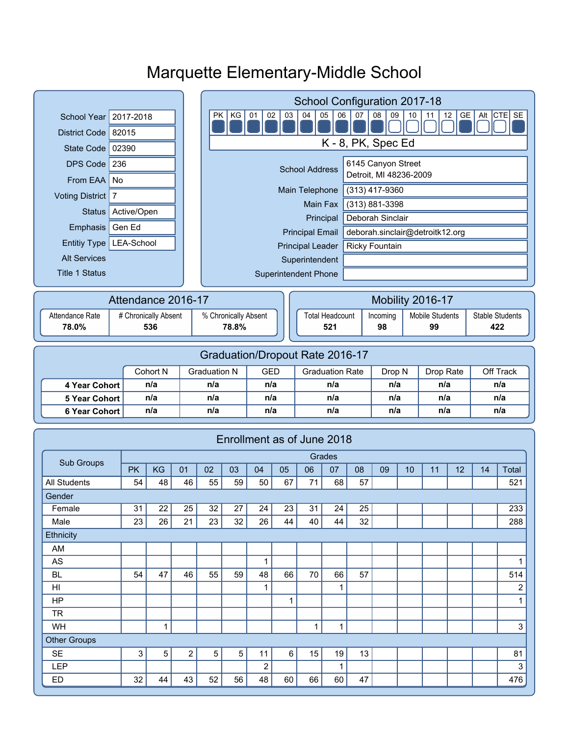# Marquette Elementary-Middle School

| | |
|---|---|
| School Year | 2017-2018 |
| District Code | 82015 |
| State Code | 02390 |
| DPS Code | 236 |
| From EAA | No |
| Voting District | 7 |
| Status | Active/Open |
| Emphasis | Gen Ed |
| Entitiy Type | LEA-School |
| Alt Services | |
| Title 1 Status | |

## School Configuration 2017-18

| PK | KG | 01 | 02 | 03 | 04 | 05 | 06 | 07 | 08 | 09 | 10 | 11 | 12 | GE | Alt | CTE | SE |
|---|---|---|---|---|---|---|---|---|---|---|---|---|---|---|---|---|---|
| ■ | ■ | ■ | ■ | ■ | ■ | ■ | ■ | ■ | ■ | □ | □ | □ | □ | ■ | □ | □ | ■ |

K - 8, PK, Spec Ed

| | |
|---|---|
| School Address | 6145 Canyon Street<br>Detroit, MI 48236-2009 |
| Main Telephone | (313) 417-9360 |
| Main Fax | (313) 881-3398 |
| Principal | Deborah Sinclair |
| Principal Email | deborah.sinclair@detroitk12.org |
| Principal Leader | Ricky Fountain |
| Superintendent | |
| Superintendent Phone | |

## Attendance 2016-17

| Attendance Rate | # Chronically Absent | % Chronically Absent |
|---|---|---|
| **78.0%** | **536** | **78.8%** |

## Mobility 2016-17

| Total Headcount | Incoming | Mobile Students | Stable Students |
|---|---|---|---|
| **521** | **98** | **99** | **422** |

## Graduation/Dropout Rate 2016-17

| | Cohort N | Graduation N | GED | Graduation Rate | Drop N | Drop Rate | Off Track |
|---|---|---|---|---|---|---|---|
| **4 Year Cohort** | **n/a** | **n/a** | **n/a** | **n/a** | **n/a** | **n/a** | **n/a** |
| **5 Year Cohort** | **n/a** | **n/a** | **n/a** | **n/a** | **n/a** | **n/a** | **n/a** |
| **6 Year Cohort** | **n/a** | **n/a** | **n/a** | **n/a** | **n/a** | **n/a** | **n/a** |

## Enrollment as of June 2018

| Sub Groups | Grades | | | | | | | | | | | | | | | |
|---|---|---|---|---|---|---|---|---|---|---|---|---|---|---|---|---|
| | PK | KG | 01 | 02 | 03 | 04 | 05 | 06 | 07 | 08 | 09 | 10 | 11 | 12 | 14 | Total |
| All Students | 54 | 48 | 46 | 55 | 59 | 50 | 67 | 71 | 68 | 57 | | | | | | 521 |
| Gender | | | | | | | | | | | | | | | | |
| Female | 31 | 22 | 25 | 32 | 27 | 24 | 23 | 31 | 24 | 25 | | | | | | 233 |
| Male | 23 | 26 | 21 | 23 | 32 | 26 | 44 | 40 | 44 | 32 | | | | | | 288 |
| Ethnicity | | | | | | | | | | | | | | | | |
| AM | | | | | | | | | | | | | | | | |
| AS | | | | | | 1 | | | | | | | | | | 1 |
| BL | 54 | 47 | 46 | 55 | 59 | 48 | 66 | 70 | 66 | 57 | | | | | | 514 |
| HI | | | | | | 1 | | | 1 | | | | | | | 2 |
| HP | | | | | | | 1 | | | | | | | | | 1 |
| TR | | | | | | | | | | | | | | | | |
| WH | | 1 | | | | | | 1 | 1 | | | | | | | 3 |
| Other Groups | | | | | | | | | | | | | | | | |
| SE | 3 | 5 | 2 | 5 | 5 | 11 | 6 | 15 | 19 | 13 | | | | | | 81 |
| LEP | | | | | | 2 | | | 1 | | | | | | | 3 |
| ED | 32 | 44 | 43 | 52 | 56 | 48 | 60 | 66 | 60 | 47 | | | | | | 476 |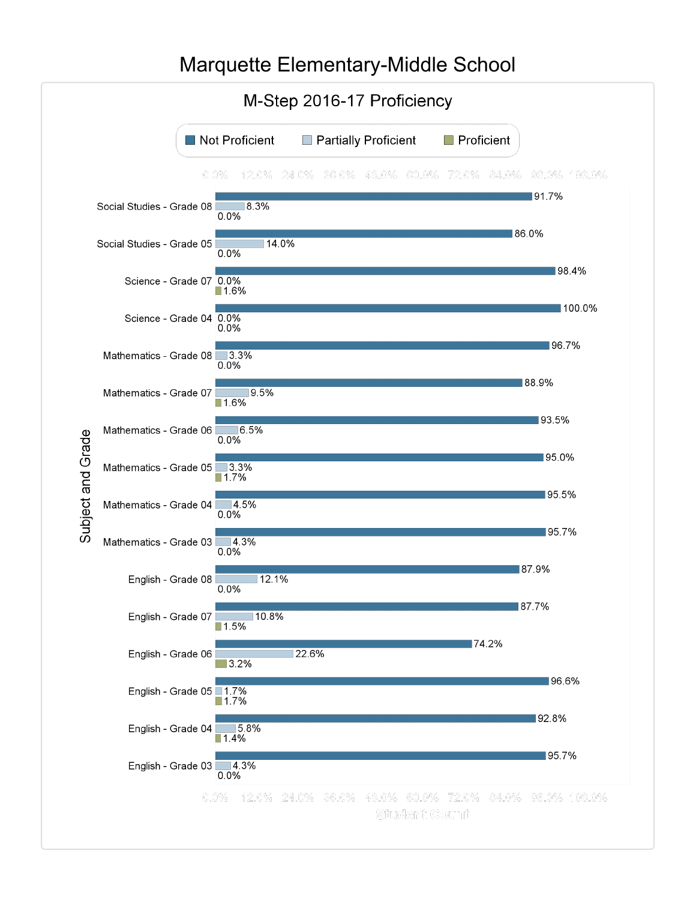# Marquette Elementary-Middle School

## M-Step 2016-17 Proficiency

| Subject and Grade | Not Proficient | Partially Proficient | Proficient |
|---|---|---|---|
| Social Studies - Grade 08 | 91.7% | 8.3% | 0.0% |
| Social Studies - Grade 05 | 86.0% | 14.0% | 0.0% |
| Science - Grade 07 | 98.4% | 0.0% | 1.6% |
| Science - Grade 04 | 100.0% | 0.0% | 0.0% |
| Mathematics - Grade 08 | 96.7% | 3.3% | 0.0% |
| Mathematics - Grade 07 | 88.9% | 9.5% | 1.6% |
| Mathematics - Grade 06 | 93.5% | 6.5% | 0.0% |
| Mathematics - Grade 05 | 95.0% | 3.3% | 1.7% |
| Mathematics - Grade 04 | 95.5% | 4.5% | 0.0% |
| Mathematics - Grade 03 | 95.7% | 4.3% | 0.0% |
| English - Grade 08 | 87.9% | 12.1% | 0.0% |
| English - Grade 07 | 87.7% | 10.8% | 1.5% |
| English - Grade 06 | 74.2% | 22.6% | 3.2% |
| English - Grade 05 | 96.6% | 1.7% | 1.7% |
| English - Grade 04 | 92.8% | 5.8% | 1.4% |
| English - Grade 03 | 95.7% | 4.3% | 0.0% |

Student Count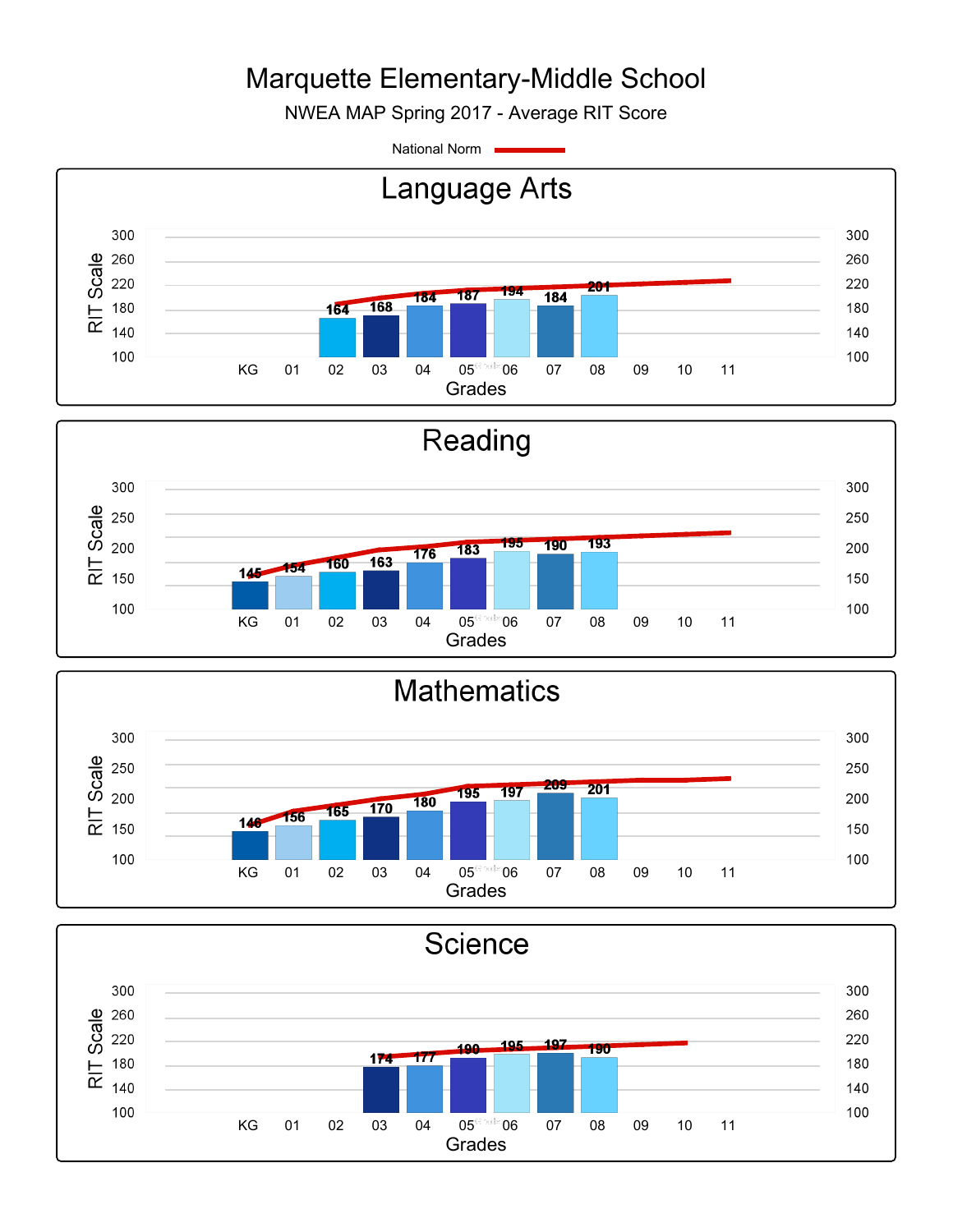# Marquette Elementary-Middle School

NWEA MAP Spring 2017 - Average RIT Score

National Norm

## Language Arts

| Grade | KG | 01 | 02 | 03 | 04 | 05 | 06 | 07 | 08 | 09 | 10 | 11 |
|---|---|---|---|---|---|---|---|---|---|---|---|---|
| Average RIT Score | | | 164 | 168 | 184 | 187 | 194 | 184 | 201 | | | |

## Reading

| Grade | KG | 01 | 02 | 03 | 04 | 05 | 06 | 07 | 08 | 09 | 10 | 11 |
|---|---|---|---|---|---|---|---|---|---|---|---|---|
| Average RIT Score | 145 | 154 | 160 | 163 | 176 | 183 | 195 | 190 | 193 | | | |

## Mathematics

| Grade | KG | 01 | 02 | 03 | 04 | 05 | 06 | 07 | 08 | 09 | 10 | 11 |
|---|---|---|---|---|---|---|---|---|---|---|---|---|
| Average RIT Score | 146 | 156 | 165 | 170 | 180 | 195 | 197 | 209 | 201 | | | |

## Science

| Grade | KG | 01 | 02 | 03 | 04 | 05 | 06 | 07 | 08 | 09 | 10 | 11 |
|---|---|---|---|---|---|---|---|---|---|---|---|---|
| Average RIT Score | | | | 174 | 177 | 190 | 195 | 197 | 190 | | | |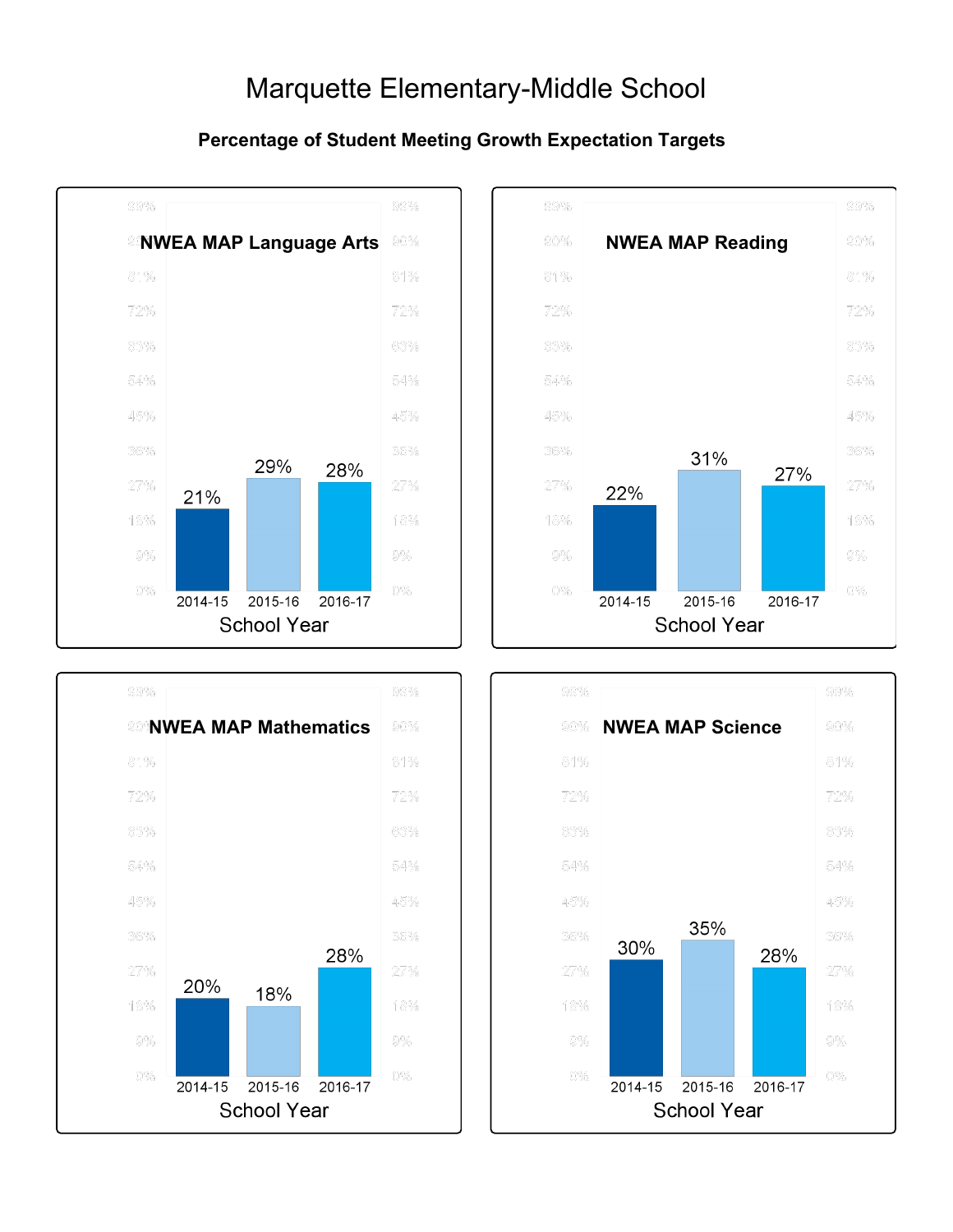# Marquette Elementary-Middle School

**Percentage of Student Meeting Growth Expectation Targets**

**NWEA MAP Language Arts**

21%
29%
28%
2014-15
2015-16
2016-17
School Year

**NWEA MAP Reading**

22%
31%
27%
2014-15
2015-16
2016-17
School Year

**NWEA MAP Mathematics**

20%
18%
28%
2014-15
2015-16
2016-17
School Year

**NWEA MAP Science**

30%
35%
28%
2014-15
2015-16
2016-17
School Year